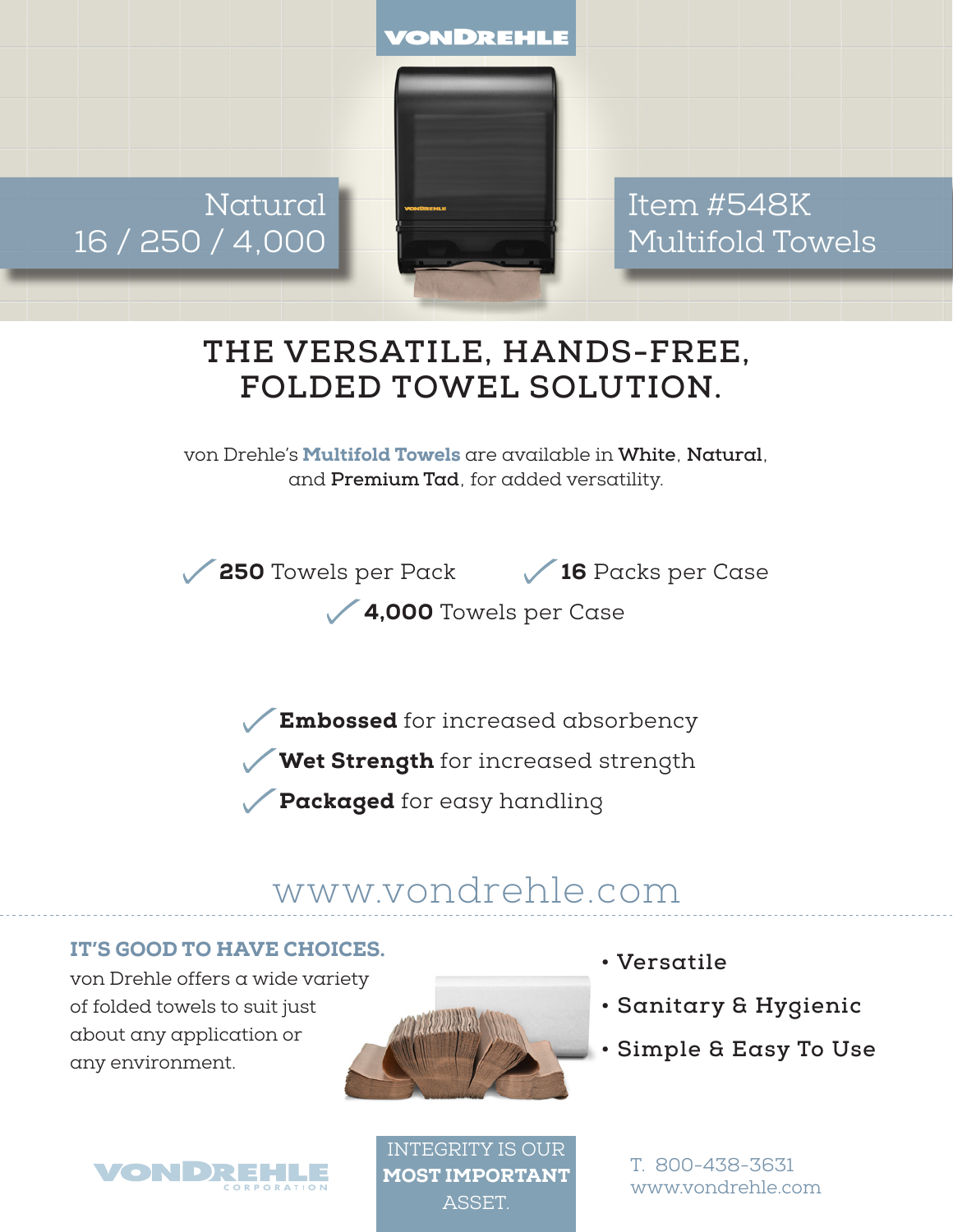VONDREHLE

Natural
16 / 250 / 4,000

Item #548K
Multifold Towels

# THE VERSATILE, HANDS-FREE, FOLDED TOWEL SOLUTION.

von Drehle's **Multifold Towels** are available in **White**, **Natural**, and **Premium Tad**, for added versatility.

- ✓ **250** Towels per Pack
- ✓ **16** Packs per Case
- ✓ **4,000** Towels per Case

- ✓ **Embossed** for increased absorbency
- ✓ **Wet Strength** for increased strength
- ✓ **Packaged** for easy handling

www.vondrehle.com

## IT'S GOOD TO HAVE CHOICES.

von Drehle offers a wide variety of folded towels to suit just about any application or any environment.

- Versatile
- Sanitary & Hygienic
- Simple & Easy To Use

VONDREHLE CORPORATION

INTEGRITY IS OUR **MOST IMPORTANT** ASSET.

T. 800-438-3631
www.vondrehle.com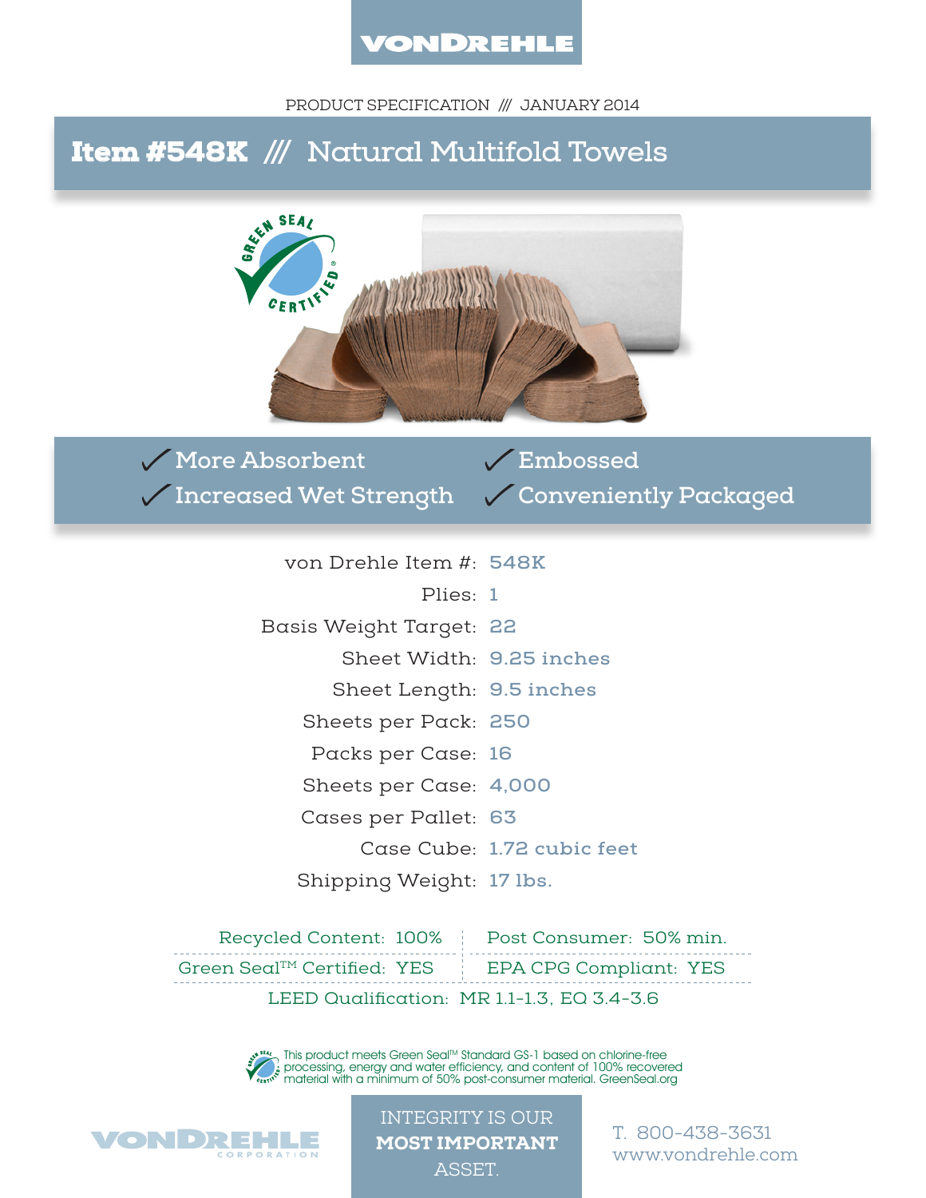VONDREHLE

PRODUCT SPECIFICATION /// JANUARY 2014

# Item #548K /// Natural Multifold Towels

GREEN SEAL CERTIFIED®

- ✓ More Absorbent
- ✓ Increased Wet Strength
- ✓ Embossed
- ✓ Conveniently Packaged

| | |
|---|---|
| von Drehle Item #: | 548K |
| Plies: | 1 |
| Basis Weight Target: | 22 |
| Sheet Width: | 9.25 inches |
| Sheet Length: | 9.5 inches |
| Sheets per Pack: | 250 |
| Packs per Case: | 16 |
| Sheets per Case: | 4,000 |
| Cases per Pallet: | 63 |
| Case Cube: | 1.72 cubic feet |
| Shipping Weight: | 17 lbs. |

| | |
|---|---|
| Recycled Content: 100% | Post Consumer: 50% min. |
| Green Seal™ Certified: YES | EPA CPG Compliant: YES |

LEED Qualification: MR 1.1-1.3, EQ 3.4-3.6

This product meets Green Seal™ Standard GS-1 based on chlorine-free processing, energy and water efficiency, and content of 100% recovered material with a minimum of 50% post-consumer material. GreenSeal.org

VONDREHLE CORPORATION

INTEGRITY IS OUR **MOST IMPORTANT** ASSET.

T. 800-438-3631
www.vondrehle.com